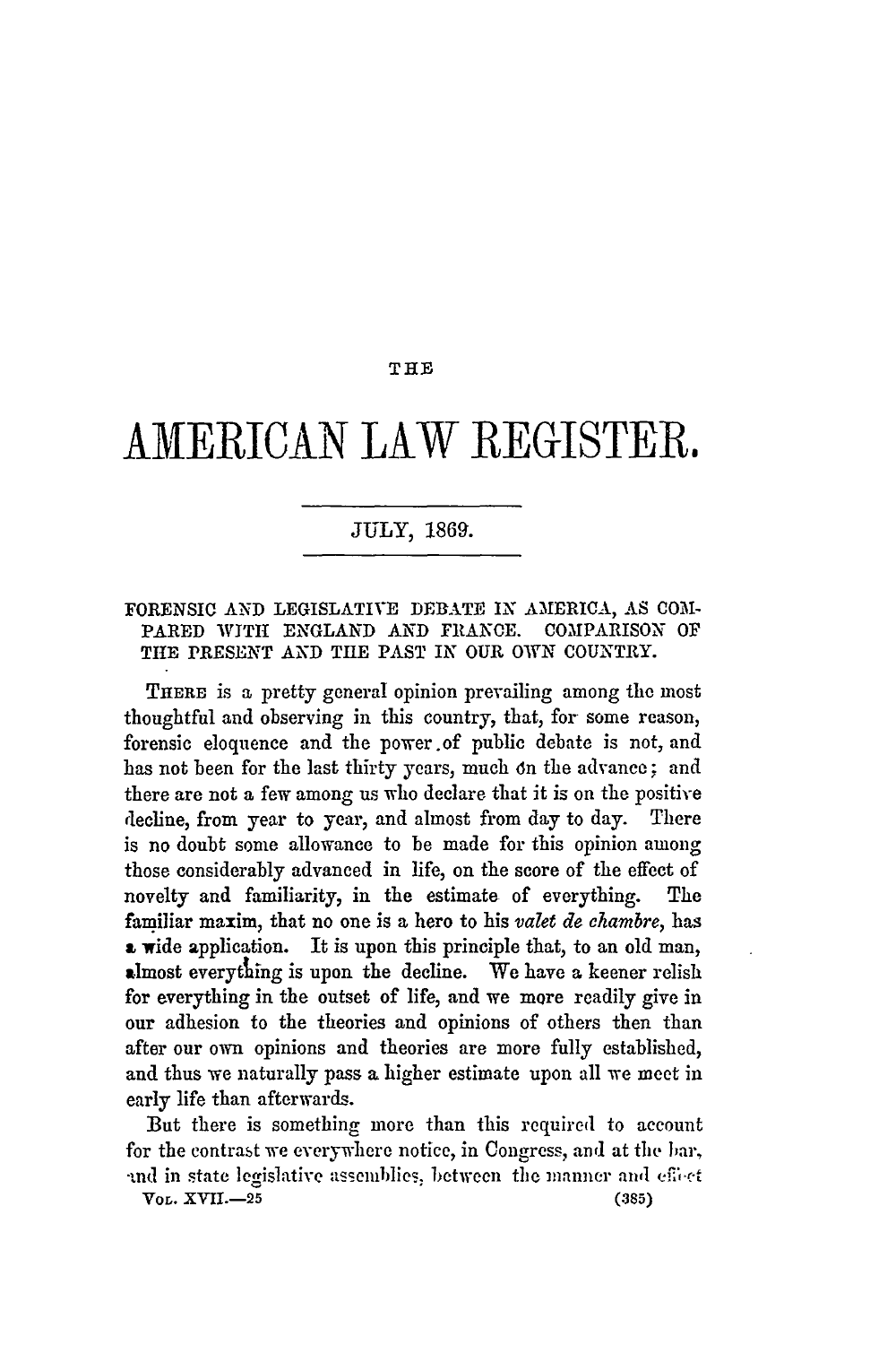THE

# AMERICAN LAW REGISTER.

JULY, 1869.

## FORENSIC AND LEGISLATIVE DEBATE IN AMERICA, AS COMPARED WITH ENGLAND AND FRANCE. COMPARISON OF THE PRESENT AND THE PAST IN OUR OWN COUNTRY.

THERE is a pretty general opinion prevailing among the most thoughtful and observing in this country, that, for some reason, forensic eloquence and the power of public debate is not, and has not been for the last thirty years, much on the advance; and there are not a few among us who declare that it is on the positive decline, from year to year, and almost from day to day. There is no doubt some allowance to be made for this opinion among those considerably advanced in life, on the score of the effect of novelty and familiarity, in the estimate of everything. The familiar maxim, that no one is a hero to his *valet de chambre*, has a wide application. It is upon this principle that, to an old man, almost everything is upon the decline. We have a keener relish for everything in the outset of life, and we more readily give in our adhesion to the theories and opinions of others then than after our own opinions and theories are more fully established, and thus we naturally pass a higher estimate upon all we meet in early life than afterwards.

But there is something more than this required to account for the contrast we everywhere notice, in Congress, and at the bar, and in state legislative assemblies, between the manner and effect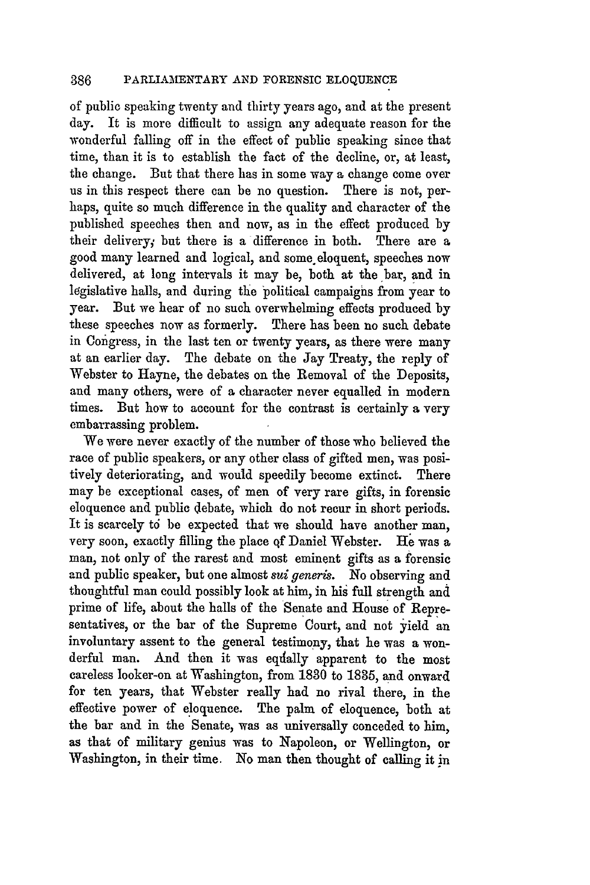of public speaking twenty and thirty years ago, and at the present day. It is more difficult to assign any adequate reason for the wonderful falling off in the effect of public speaking since that time, than it is to establish the fact of the decline, or, at least, the change. But that there has in some way a change come over us in this respect there can be no question. There is not, perhaps, quite so much difference in the quality and character of the published speeches then and now, as in the effect produced by their delivery, but there is a difference in both. There are a good many learned and logical, and some eloquent, speeches now delivered, at long intervals it may be, both at the bar, and in legislative halls, and during the political campaigns from year to year. But we hear of no such overwhelming effects produced by these speeches now as formerly. There has been no such debate in Congress, in the last ten or twenty years, as there were many at an earlier day. The debate on the Jay Treaty, the reply of Webster to Hayne, the debates on the Removal of the Deposits, and many others, were of a character never equalled in modern times. But how to account for the contrast is certainly a very embarrassing problem.

We were never exactly of the number of those who believed the race of public speakers, or any other class of gifted men, was positively deteriorating, and would speedily become extinct. There may be exceptional cases, of men of very rare gifts, in forensic eloquence and public debate, which do not recur in short periods. It is scarcely to be expected that we should have another man, very soon, exactly filling the place of Daniel Webster. He was a man, not only of the rarest and most eminent gifts as a forensic and public speaker, but one almost *sui generis*. No observing and thoughtful man could possibly look at him, in his full strength and prime of life, about the halls of the Senate and House of Representatives, or the bar of the Supreme Court, and not yield an involuntary assent to the general testimony, that he was a wonderful man. And then it was equally apparent to the most careless looker-on at Washington, from 1830 to 1835, and onward for ten years, that Webster really had no rival there, in the effective power of eloquence. The palm of eloquence, both at the bar and in the Senate, was as universally conceded to him, as that of military genius was to Napoleon, or Wellington, or Washington, in their time. No man then thought of calling it in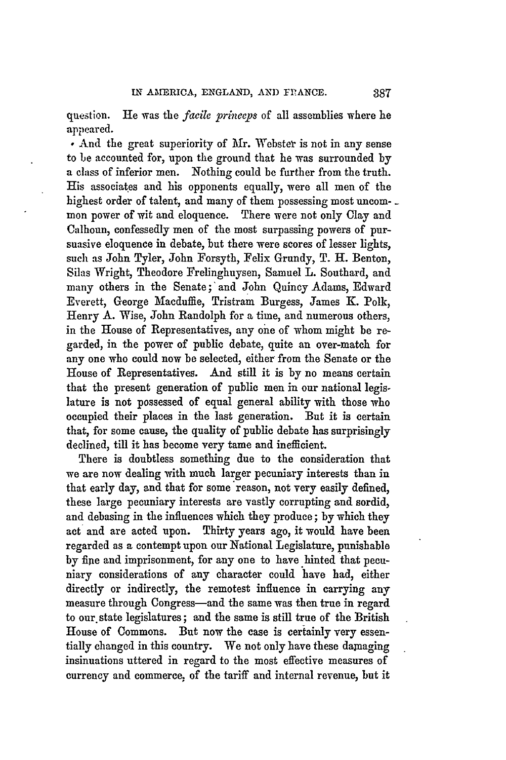question. He was the *facile princeps* of all assemblies where he appeared.

And the great superiority of Mr. Webster is not in any sense to be accounted for, upon the ground that he was surrounded by a class of inferior men. Nothing could be further from the truth. His associates and his opponents equally, were all men of the highest order of talent, and many of them possessing most uncommon power of wit and eloquence. There were not only Clay and Calhoun, confessedly men of the most surpassing powers of pursuasive eloquence in debate, but there were scores of lesser lights, such as John Tyler, John Forsyth, Felix Grundy, T. H. Benton, Silas Wright, Theodore Frelinghuysen, Samuel L. Southard, and many others in the Senate; and John Quincy Adams, Edward Everett, George Macduffie, Tristram Burgess, James K. Polk, Henry A. Wise, John Randolph for a time, and numerous others, in the House of Representatives, any one of whom might be regarded, in the power of public debate, quite an over-match for any one who could now be selected, either from the Senate or the House of Representatives. And still it is by no means certain that the present generation of public men in our national legislature is not possessed of equal general ability with those who occupied their places in the last generation. But it is certain that, for some cause, the quality of public debate has surprisingly declined, till it has become very tame and inefficient.

There is doubtless something due to the consideration that we are now dealing with much larger pecuniary interests than in that early day, and that for some reason, not very easily defined, these large pecuniary interests are vastly corrupting and sordid, and debasing in the influences which they produce; by which they act and are acted upon. Thirty years ago, it would have been regarded as a contempt upon our National Legislature, punishable by fine and imprisonment, for any one to have hinted that pecuniary considerations of any character could have had, either directly or indirectly, the remotest influence in carrying any measure through Congress—and the same was then true in regard to our state legislatures; and the same is still true of the British House of Commons. But now the case is certainly very essentially changed in this country. We not only have these damaging insinuations uttered in regard to the most effective measures of currency and commerce, of the tariff and internal revenue, but it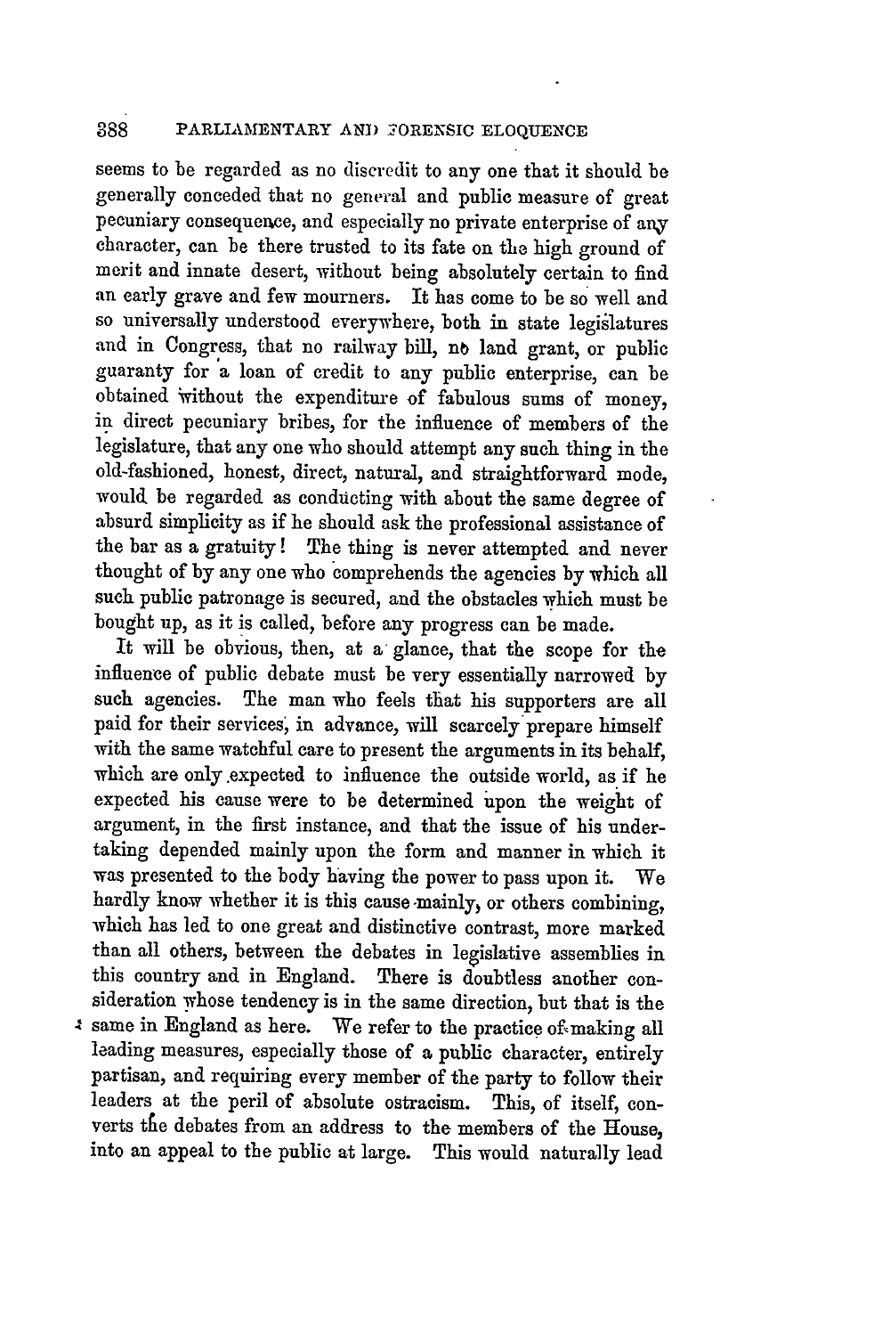seems to be regarded as no discredit to any one that it should be generally conceded that no general and public measure of great pecuniary consequence, and especially no private enterprise of any character, can be there trusted to its fate on the high ground of merit and innate desert, without being absolutely certain to find an early grave and few mourners. It has come to be so well and so universally understood everywhere, both in state legislatures and in Congress, that no railway bill, no land grant, or public guaranty for a loan of credit to any public enterprise, can be obtained without the expenditure of fabulous sums of money, in direct pecuniary bribes, for the influence of members of the legislature, that any one who should attempt any such thing in the old-fashioned, honest, direct, natural, and straightforward mode, would be regarded as conducting with about the same degree of absurd simplicity as if he should ask the professional assistance of the bar as a gratuity! The thing is never attempted and never thought of by any one who comprehends the agencies by which all such public patronage is secured, and the obstacles which must be bought up, as it is called, before any progress can be made.

It will be obvious, then, at a glance, that the scope for the influence of public debate must be very essentially narrowed by such agencies. The man who feels that his supporters are all paid for their services, in advance, will scarcely prepare himself with the same watchful care to present the arguments in its behalf, which are only expected to influence the outside world, as if he expected his cause were to be determined upon the weight of argument, in the first instance, and that the issue of his undertaking depended mainly upon the form and manner in which it was presented to the body having the power to pass upon it. We hardly know whether it is this cause mainly, or others combining, which has led to one great and distinctive contrast, more marked than all others, between the debates in legislative assemblies in this country and in England. There is doubtless another consideration whose tendency is in the same direction, but that is the same in England as here. We refer to the practice of making all leading measures, especially those of a public character, entirely partisan, and requiring every member of the party to follow their leaders at the peril of absolute ostracism. This, of itself, converts the debates from an address to the members of the House, into an appeal to the public at large. This would naturally lead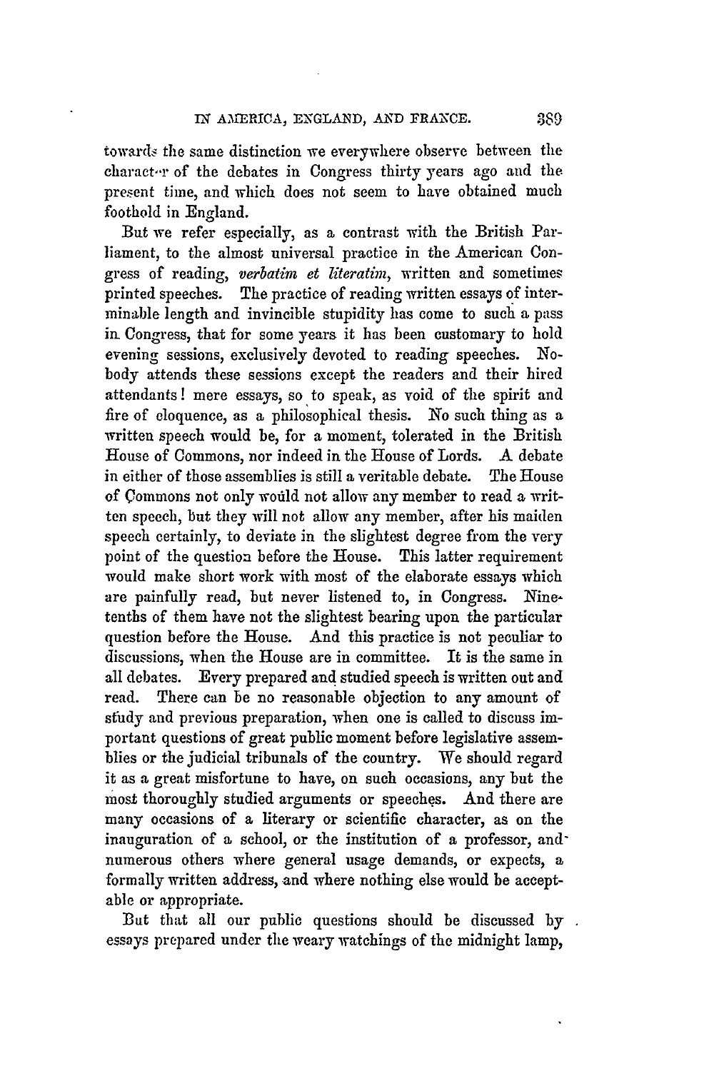towards the same distinction we everywhere observe between the character of the debates in Congress thirty years ago and the present time, and which does not seem to have obtained much foothold in England.

But we refer especially, as a contrast with the British Parliament, to the almost universal practice in the American Congress of reading, *verbatim et literatim*, written and sometimes printed speeches. The practice of reading written essays of interminable length and invincible stupidity has come to such a pass in Congress, that for some years it has been customary to hold evening sessions, exclusively devoted to reading speeches. Nobody attends these sessions except the readers and their hired attendants! mere essays, so to speak, as void of the spirit and fire of eloquence, as a philosophical thesis. No such thing as a written speech would be, for a moment, tolerated in the British House of Commons, nor indeed in the House of Lords. A debate in either of those assemblies is still a veritable debate. The House of Commons not only would not allow any member to read a written speech, but they will not allow any member, after his maiden speech certainly, to deviate in the slightest degree from the very point of the question before the House. This latter requirement would make short work with most of the elaborate essays which are painfully read, but never listened to, in Congress. Nine-tenths of them have not the slightest bearing upon the particular question before the House. And this practice is not peculiar to discussions, when the House are in committee. It is the same in all debates. Every prepared and studied speech is written out and read. There can be no reasonable objection to any amount of study and previous preparation, when one is called to discuss important questions of great public moment before legislative assemblies or the judicial tribunals of the country. We should regard it as a great misfortune to have, on such occasions, any but the most thoroughly studied arguments or speeches. And there are many occasions of a literary or scientific character, as on the inauguration of a school, or the institution of a professor, and numerous others where general usage demands, or expects, a formally written address, and where nothing else would be acceptable or appropriate.

But that all our public questions should be discussed by essays prepared under the weary watchings of the midnight lamp,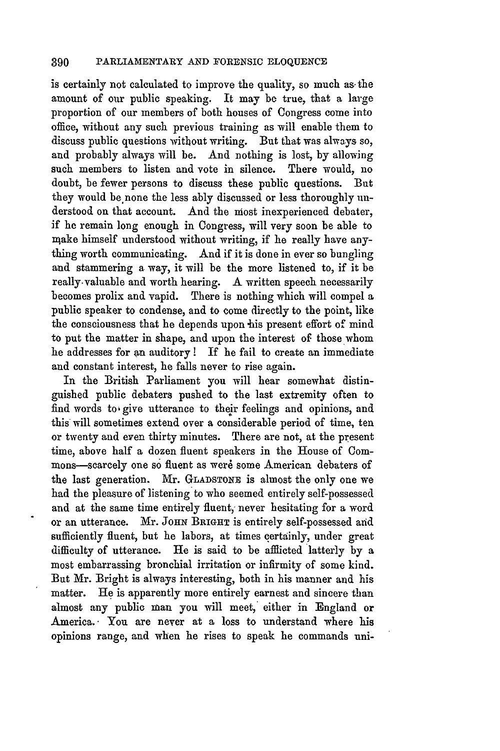is certainly not calculated to improve the quality, so much as the amount of our public speaking. It may be true, that a large proportion of our members of both houses of Congress come into office, without any such previous training as will enable them to discuss public questions without writing. But that was always so, and probably always will be. And nothing is lost, by allowing such members to listen and vote in silence. There would, no doubt, be fewer persons to discuss these public questions. But they would be none the less ably discussed or less thoroughly understood on that account. And the most inexperienced debater, if he remain long enough in Congress, will very soon be able to make himself understood without writing, if he really have anything worth communicating. And if it is done in ever so bungling and stammering a way, it will be the more listened to, if it be really valuable and worth hearing. A written speech necessarily becomes prolix and vapid. There is nothing which will compel a public speaker to condense, and to come directly to the point, like the consciousness that he depends upon his present effort of mind to put the matter in shape, and upon the interest of those whom he addresses for an auditory! If he fail to create an immediate and constant interest, he falls never to rise again.

In the British Parliament you will hear somewhat distinguished public debaters pushed to the last extremity often to find words to give utterance to their feelings and opinions, and this will sometimes extend over a considerable period of time, ten or twenty and even thirty minutes. There are not, at the present time, above half a dozen fluent speakers in the House of Commons—scarcely one so fluent as were some American debaters of the last generation. Mr. GLADSTONE is almost the only one we had the pleasure of listening to who seemed entirely self-possessed and at the same time entirely fluent, never hesitating for a word or an utterance. Mr. JOHN BRIGHT is entirely self-possessed and sufficiently fluent, but he labors, at times certainly, under great difficulty of utterance. He is said to be afflicted latterly by a most embarrassing bronchial irritation or infirmity of some kind. But Mr. Bright is always interesting, both in his manner and his matter. He is apparently more entirely earnest and sincere than almost any public man you will meet, either in England or America. You are never at a loss to understand where his opinions range, and when he rises to speak he commands uni-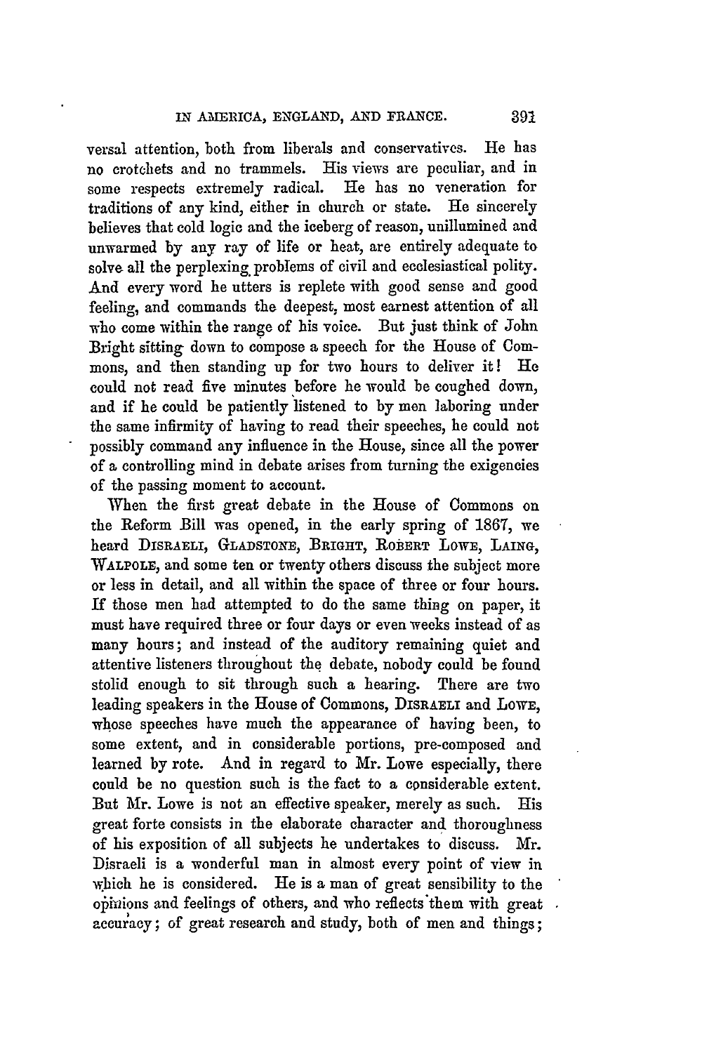versal attention, both from liberals and conservatives. He has no crotchets and no trammels. His views are peculiar, and in some respects extremely radical. He has no veneration for traditions of any kind, either in church or state. He sincerely believes that cold logic and the iceberg of reason, unillumined and unwarmed by any ray of life or heat, are entirely adequate to solve all the perplexing problems of civil and ecclesiastical polity. And every word he utters is replete with good sense and good feeling, and commands the deepest, most earnest attention of all who come within the range of his voice. But just think of John Bright sitting down to compose a speech for the House of Commons, and then standing up for two hours to deliver it! He could not read five minutes before he would be coughed down, and if he could be patiently listened to by men laboring under the same infirmity of having to read their speeches, he could not possibly command any influence in the House, since all the power of a controlling mind in debate arises from turning the exigencies of the passing moment to account.

When the first great debate in the House of Commons on the Reform Bill was opened, in the early spring of 1867, we heard DISRAELI, GLADSTONE, BRIGHT, ROBERT LOWE, LAING, WALPOLE, and some ten or twenty others discuss the subject more or less in detail, and all within the space of three or four hours. If those men had attempted to do the same thing on paper, it must have required three or four days or even weeks instead of as many hours; and instead of the auditory remaining quiet and attentive listeners throughout the debate, nobody could be found stolid enough to sit through such a hearing. There are two leading speakers in the House of Commons, DISRAELI and LOWE, whose speeches have much the appearance of having been, to some extent, and in considerable portions, pre-composed and learned by rote. And in regard to Mr. Lowe especially, there could be no question such is the fact to a considerable extent. But Mr. Lowe is not an effective speaker, merely as such. His great forte consists in the elaborate character and thoroughness of his exposition of all subjects he undertakes to discuss. Mr. Disraeli is a wonderful man in almost every point of view in which he is considered. He is a man of great sensibility to the opinions and feelings of others, and who reflects them with great accuracy; of great research and study, both of men and things;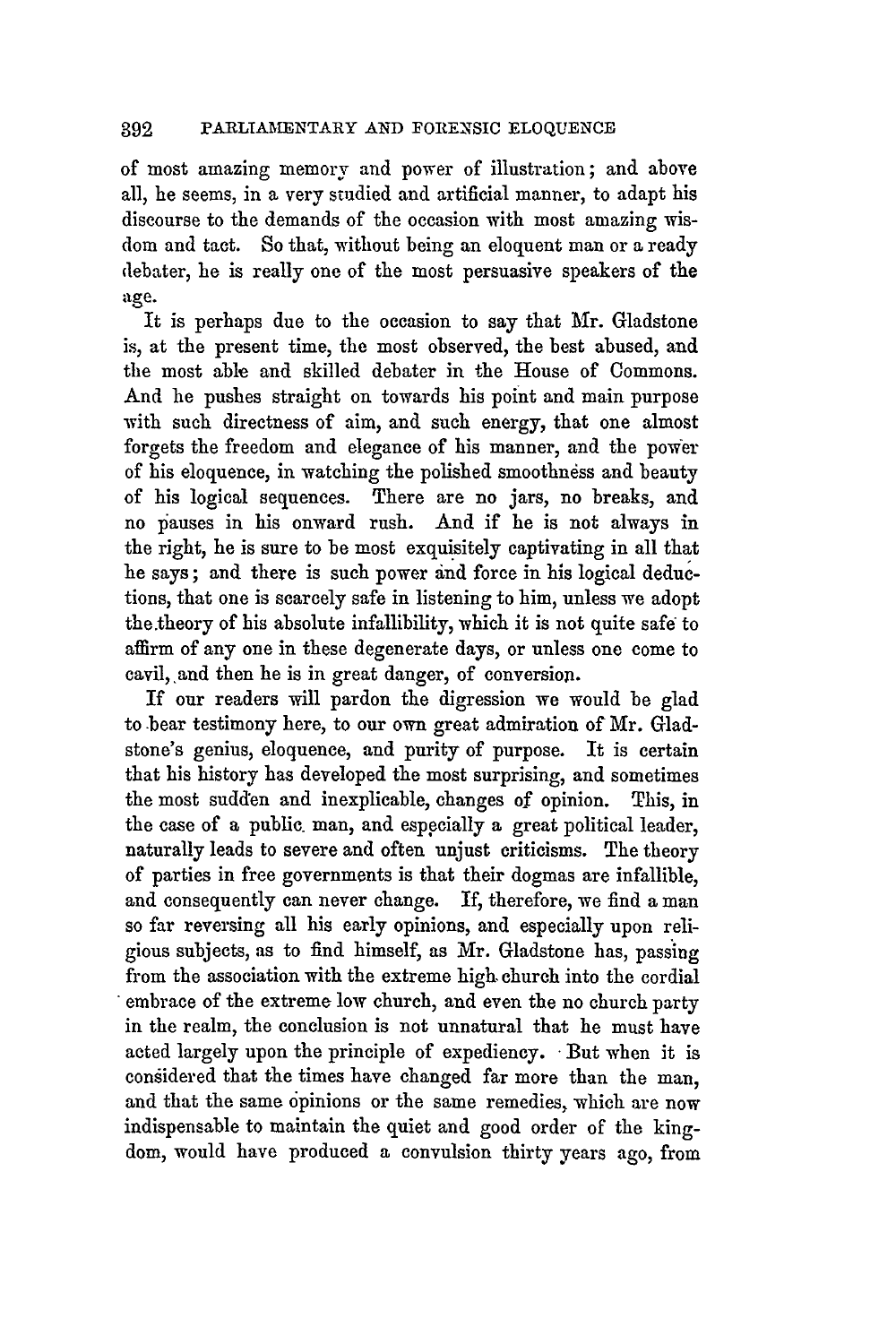of most amazing memory and power of illustration; and above all, he seems, in a very studied and artificial manner, to adapt his discourse to the demands of the occasion with most amazing wisdom and tact. So that, without being an eloquent man or a ready debater, he is really one of the most persuasive speakers of the age.

It is perhaps due to the occasion to say that Mr. Gladstone is, at the present time, the most observed, the best abused, and the most able and skilled debater in the House of Commons. And he pushes straight on towards his point and main purpose with such directness of aim, and such energy, that one almost forgets the freedom and elegance of his manner, and the power of his eloquence, in watching the polished smoothness and beauty of his logical sequences. There are no jars, no breaks, and no pauses in his onward rush. And if he is not always in the right, he is sure to be most exquisitely captivating in all that he says; and there is such power and force in his logical deductions, that one is scarcely safe in listening to him, unless we adopt the theory of his absolute infallibility, which it is not quite safe to affirm of any one in these degenerate days, or unless one come to cavil, and then he is in great danger, of conversion.

If our readers will pardon the digression we would be glad to bear testimony here, to our own great admiration of Mr. Gladstone's genius, eloquence, and purity of purpose. It is certain that his history has developed the most surprising, and sometimes the most sudden and inexplicable, changes of opinion. This, in the case of a public man, and especially a great political leader, naturally leads to severe and often unjust criticisms. The theory of parties in free governments is that their dogmas are infallible, and consequently can never change. If, therefore, we find a man so far reversing all his early opinions, and especially upon religious subjects, as to find himself, as Mr. Gladstone has, passing from the association with the extreme high church into the cordial embrace of the extreme low church, and even the no church party in the realm, the conclusion is not unnatural that he must have acted largely upon the principle of expediency. But when it is considered that the times have changed far more than the man, and that the same opinions or the same remedies, which are now indispensable to maintain the quiet and good order of the kingdom, would have produced a convulsion thirty years ago, from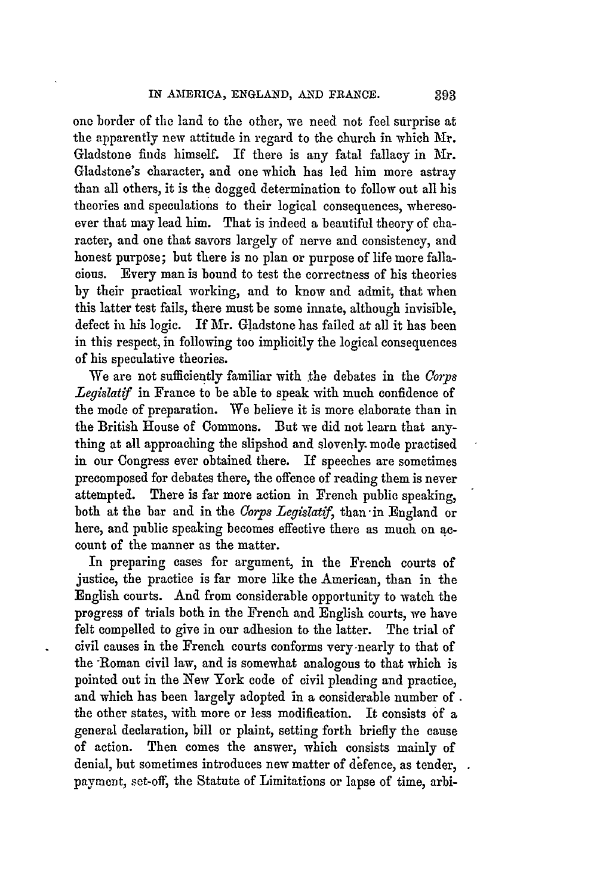one border of the land to the other, we need not feel surprise at the apparently new attitude in regard to the church in which Mr. Gladstone finds himself. If there is any fatal fallacy in Mr. Gladstone's character, and one which has led him more astray than all others, it is the dogged determination to follow out all his theories and speculations to their logical consequences, wheresoever that may lead him. That is indeed a beautiful theory of character, and one that savors largely of nerve and consistency, and honest purpose; but there is no plan or purpose of life more fallacious. Every man is bound to test the correctness of his theories by their practical working, and to know and admit, that when this latter test fails, there must be some innate, although invisible, defect in his logic. If Mr. Gladstone has failed at all it has been in this respect, in following too implicitly the logical consequences of his speculative theories.

We are not sufficiently familiar with the debates in the *Corps Legislatif* in France to be able to speak with much confidence of the mode of preparation. We believe it is more elaborate than in the British House of Commons. But we did not learn that anything at all approaching the slipshod and slovenly mode practised in our Congress ever obtained there. If speeches are sometimes precomposed for debates there, the offence of reading them is never attempted. There is far more action in French public speaking, both at the bar and in the *Corps Legislatif*, than in England or here, and public speaking becomes effective there as much on account of the manner as the matter.

In preparing cases for argument, in the French courts of justice, the practice is far more like the American, than in the English courts. And from considerable opportunity to watch the progress of trials both in the French and English courts, we have felt compelled to give in our adhesion to the latter. The trial of civil causes in the French courts conforms very nearly to that of the Roman civil law, and is somewhat analogous to that which is pointed out in the New York code of civil pleading and practice, and which has been largely adopted in a considerable number of the other states, with more or less modification. It consists of a general declaration, bill or plaint, setting forth briefly the cause of action. Then comes the answer, which consists mainly of denial, but sometimes introduces new matter of defence, as tender, payment, set-off, the Statute of Limitations or lapse of time, arbi-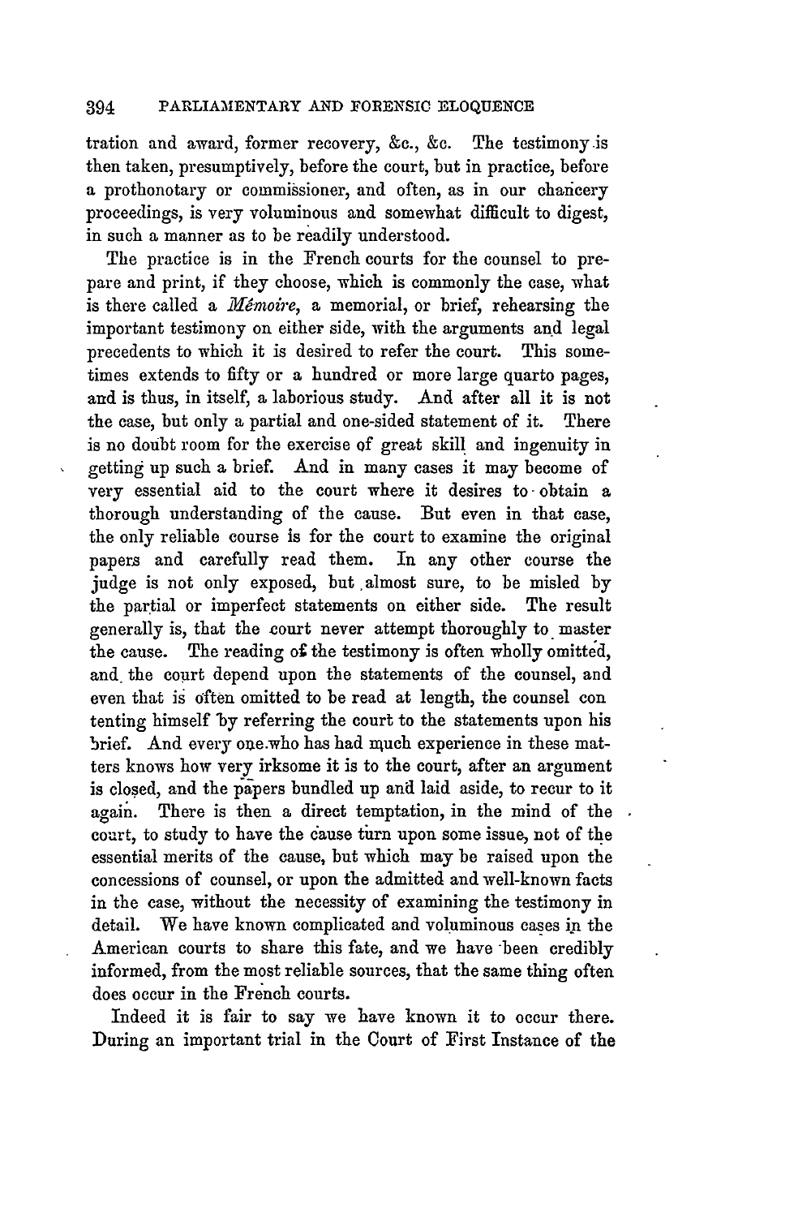tration and award, former recovery, &c., &c. The testimony is then taken, presumptively, before the court, but in practice, before a prothonotary or commissioner, and often, as in our chancery proceedings, is very voluminous and somewhat difficult to digest, in such a manner as to be readily understood.

The practice is in the French courts for the counsel to prepare and print, if they choose, which is commonly the case, what is there called a *Mémoire*, a memorial, or brief, rehearsing the important testimony on either side, with the arguments and legal precedents to which it is desired to refer the court. This sometimes extends to fifty or a hundred or more large quarto pages, and is thus, in itself, a laborious study. And after all it is not the case, but only a partial and one-sided statement of it. There is no doubt room for the exercise of great skill and ingenuity in getting up such a brief. And in many cases it may become of very essential aid to the court where it desires to obtain a thorough understanding of the cause. But even in that case, the only reliable course is for the court to examine the original papers and carefully read them. In any other course the judge is not only exposed, but almost sure, to be misled by the partial or imperfect statements on either side. The result generally is, that the court never attempt thoroughly to master the cause. The reading of the testimony is often wholly omitted, and the court depend upon the statements of the counsel, and even that is often omitted to be read at length, the counsel contenting himself by referring the court to the statements upon his brief. And every one who has had much experience in these matters knows how very irksome it is to the court, after an argument is closed, and the papers bundled up and laid aside, to recur to it again. There is then a direct temptation, in the mind of the court, to study to have the cause turn upon some issue, not of the essential merits of the cause, but which may be raised upon the concessions of counsel, or upon the admitted and well-known facts in the case, without the necessity of examining the testimony in detail. We have known complicated and voluminous cases in the American courts to share this fate, and we have been credibly informed, from the most reliable sources, that the same thing often does occur in the French courts.

Indeed it is fair to say we have known it to occur there. During an important trial in the Court of First Instance of the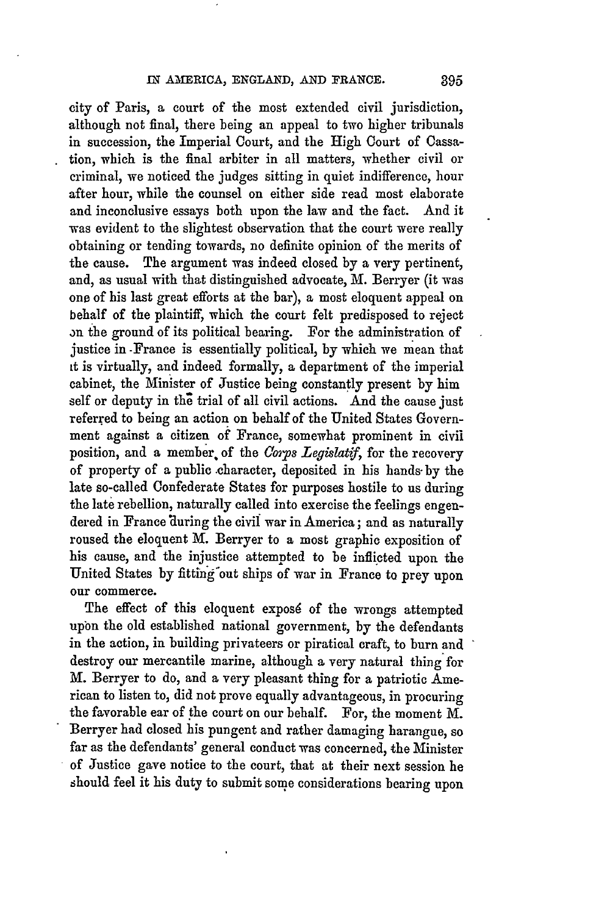city of Paris, a court of the most extended civil jurisdiction, although not final, there being an appeal to two higher tribunals in succession, the Imperial Court, and the High Court of Cassation, which is the final arbiter in all matters, whether civil or criminal, we noticed the judges sitting in quiet indifference, hour after hour, while the counsel on either side read most elaborate and inconclusive essays both upon the law and the fact. And it was evident to the slightest observation that the court were really obtaining or tending towards, no definite opinion of the merits of the cause. The argument was indeed closed by a very pertinent, and, as usual with that distinguished advocate, M. Berryer (it was one of his last great efforts at the bar), a most eloquent appeal on behalf of the plaintiff, which the court felt predisposed to reject on the ground of its political bearing. For the administration of justice in France is essentially political, by which we mean that it is virtually, and indeed formally, a department of the imperial cabinet, the Minister of Justice being constantly present by himself or deputy in the trial of all civil actions. And the cause just referred to being an action on behalf of the United States Government against a citizen of France, somewhat prominent in civil position, and a member of the *Corps Legislatif*, for the recovery of property of a public character, deposited in his hands by the late so-called Confederate States for purposes hostile to us during the late rebellion, naturally called into exercise the feelings engendered in France during the civil war in America; and as naturally roused the eloquent M. Berryer to a most graphic exposition of his cause, and the injustice attempted to be inflicted upon the United States by fitting out ships of war in France to prey upon our commerce.

The effect of this eloquent exposé of the wrongs attempted upon the old established national government, by the defendants in the action, in building privateers or piratical craft, to burn and destroy our mercantile marine, although a very natural thing for M. Berryer to do, and a very pleasant thing for a patriotic American to listen to, did not prove equally advantageous, in procuring the favorable ear of the court on our behalf. For, the moment M. Berryer had closed his pungent and rather damaging harangue, so far as the defendants' general conduct was concerned, the Minister of Justice gave notice to the court, that at their next session he should feel it his duty to submit some considerations bearing upon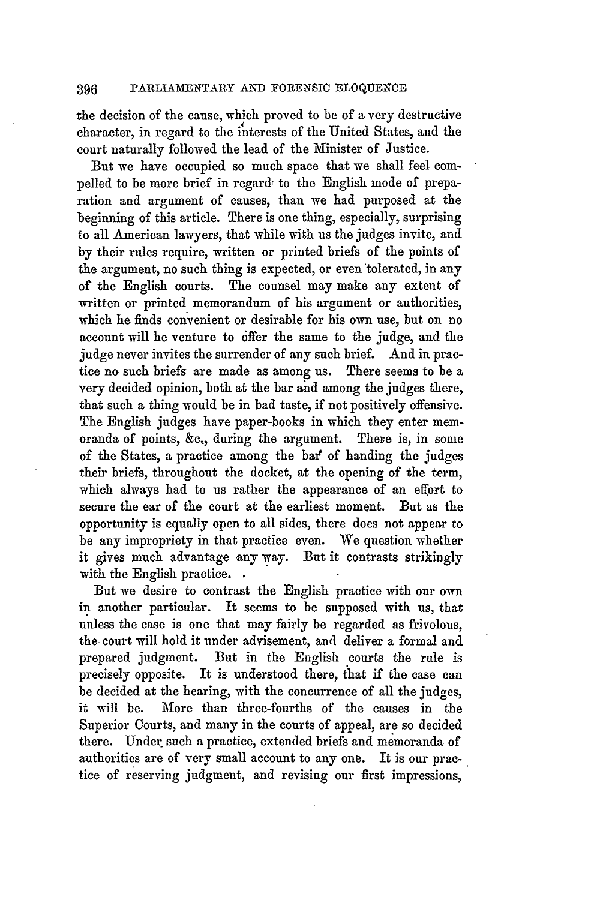the decision of the cause, which proved to be of a very destructive character, in regard to the interests of the United States, and the court naturally followed the lead of the Minister of Justice.

But we have occupied so much space that we shall feel compelled to be more brief in regard to the English mode of preparation and argument of causes, than we had purposed at the beginning of this article. There is one thing, especially, surprising to all American lawyers, that while with us the judges invite, and by their rules require, written or printed briefs of the points of the argument, no such thing is expected, or even tolerated, in any of the English courts. The counsel may make any extent of written or printed memorandum of his argument or authorities, which he finds convenient or desirable for his own use, but on no account will he venture to offer the same to the judge, and the judge never invites the surrender of any such brief. And in practice no such briefs are made as among us. There seems to be a very decided opinion, both at the bar and among the judges there, that such a thing would be in bad taste, if not positively offensive. The English judges have paper-books in which they enter memoranda of points, &c., during the argument. There is, in some of the States, a practice among the bar of handing the judges their briefs, throughout the docket, at the opening of the term, which always had to us rather the appearance of an effort to secure the ear of the court at the earliest moment. But as the opportunity is equally open to all sides, there does not appear to be any impropriety in that practice even. We question whether it gives much advantage any way. But it contrasts strikingly with the English practice.

But we desire to contrast the English practice with our own in another particular. It seems to be supposed with us, that unless the case is one that may fairly be regarded as frivolous, the court will hold it under advisement, and deliver a formal and prepared judgment. But in the English courts the rule is precisely opposite. It is understood there, that if the case can be decided at the hearing, with the concurrence of all the judges, it will be. More than three-fourths of the causes in the Superior Courts, and many in the courts of appeal, are so decided there. Under such a practice, extended briefs and memoranda of authorities are of very small account to any one. It is our practice of reserving judgment, and revising our first impressions,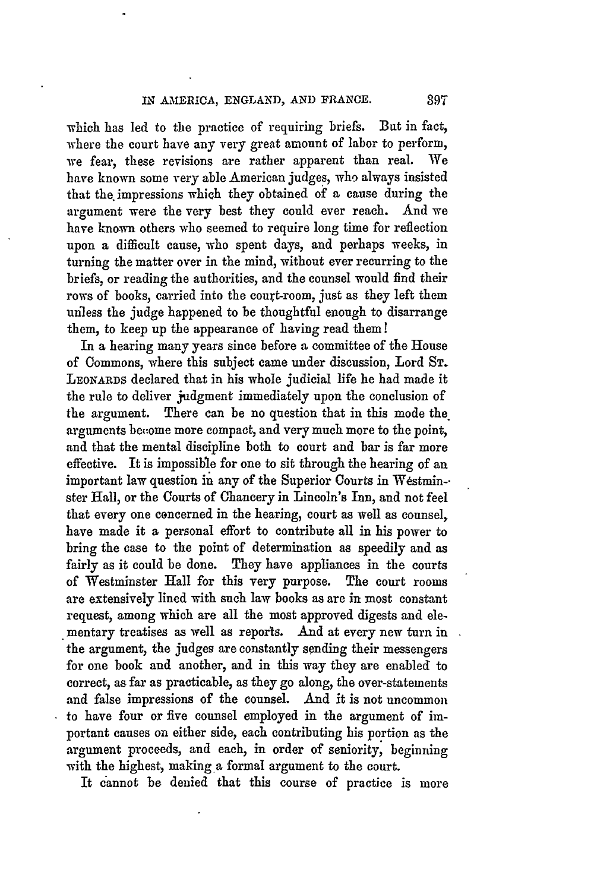which has led to the practice of requiring briefs. But in fact, where the court have any very great amount of labor to perform, we fear, these revisions are rather apparent than real. We have known some very able American judges, who always insisted that the impressions which they obtained of a cause during the argument were the very best they could ever reach. And we have known others who seemed to require long time for reflection upon a difficult cause, who spent days, and perhaps weeks, in turning the matter over in the mind, without ever recurring to the briefs, or reading the authorities, and the counsel would find their rows of books, carried into the court-room, just as they left them unless the judge happened to be thoughtful enough to disarrange them, to keep up the appearance of having read them!

In a hearing many years since before a committee of the House of Commons, where this subject came under discussion, Lord ST. LEONARDS declared that in his whole judicial life he had made it the rule to deliver judgment immediately upon the conclusion of the argument. There can be no question that in this mode the arguments become more compact, and very much more to the point, and that the mental discipline both to court and bar is far more effective. It is impossible for one to sit through the hearing of an important law question in any of the Superior Courts in Westminster Hall, or the Courts of Chancery in Lincoln's Inn, and not feel that every one concerned in the hearing, court as well as counsel, have made it a personal effort to contribute all in his power to bring the case to the point of determination as speedily and as fairly as it could be done. They have appliances in the courts of Westminster Hall for this very purpose. The court rooms are extensively lined with such law books as are in most constant request, among which are all the most approved digests and elementary treatises as well as reports. And at every new turn in the argument, the judges are constantly sending their messengers for one book and another, and in this way they are enabled to correct, as far as practicable, as they go along, the over-statements and false impressions of the counsel. And it is not uncommon to have four or five counsel employed in the argument of important causes on either side, each contributing his portion as the argument proceeds, and each, in order of seniority, beginning with the highest, making a formal argument to the court.

It cannot be denied that this course of practice is more